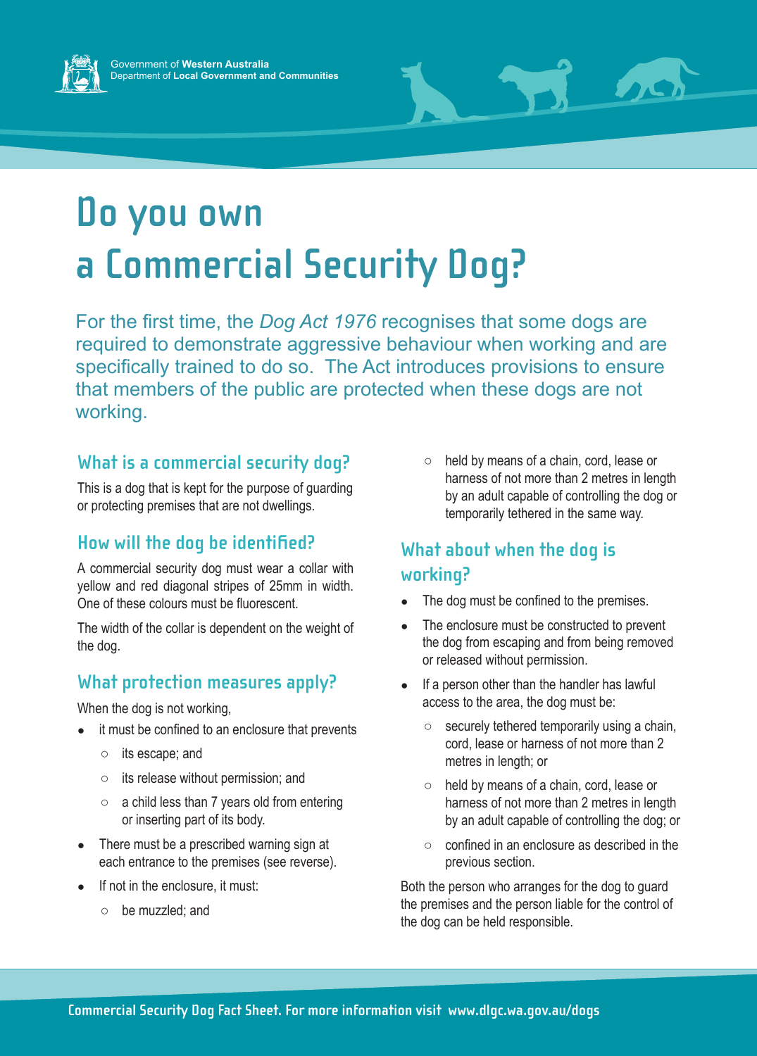Government of **Western Australia**
Department of **Local Government and Communities**

# Do you own a Commercial Security Dog?

For the first time, the *Dog Act 1976* recognises that some dogs are required to demonstrate aggressive behaviour when working and are specifically trained to do so. The Act introduces provisions to ensure that members of the public are protected when these dogs are not working.

## What is a commercial security dog?

This is a dog that is kept for the purpose of guarding or protecting premises that are not dwellings.

## How will the dog be identified?

A commercial security dog must wear a collar with yellow and red diagonal stripes of 25mm in width. One of these colours must be fluorescent.

The width of the collar is dependent on the weight of the dog.

## What protection measures apply?

When the dog is not working,

- it must be confined to an enclosure that prevents
  - its escape; and
  - its release without permission; and
  - a child less than 7 years old from entering or inserting part of its body.
- There must be a prescribed warning sign at each entrance to the premises (see reverse).
- If not in the enclosure, it must:
  - be muzzled; and
  - held by means of a chain, cord, lease or harness of not more than 2 metres in length by an adult capable of controlling the dog or temporarily tethered in the same way.

## What about when the dog is working?

- The dog must be confined to the premises.
- The enclosure must be constructed to prevent the dog from escaping and from being removed or released without permission.
- If a person other than the handler has lawful access to the area, the dog must be:
  - securely tethered temporarily using a chain, cord, lease or harness of not more than 2 metres in length; or
  - held by means of a chain, cord, lease or harness of not more than 2 metres in length by an adult capable of controlling the dog; or
  - confined in an enclosure as described in the previous section.

Both the person who arranges for the dog to guard the premises and the person liable for the control of the dog can be held responsible.

Commercial Security Dog Fact Sheet. For more information visit www.dlgc.wa.gov.au/dogs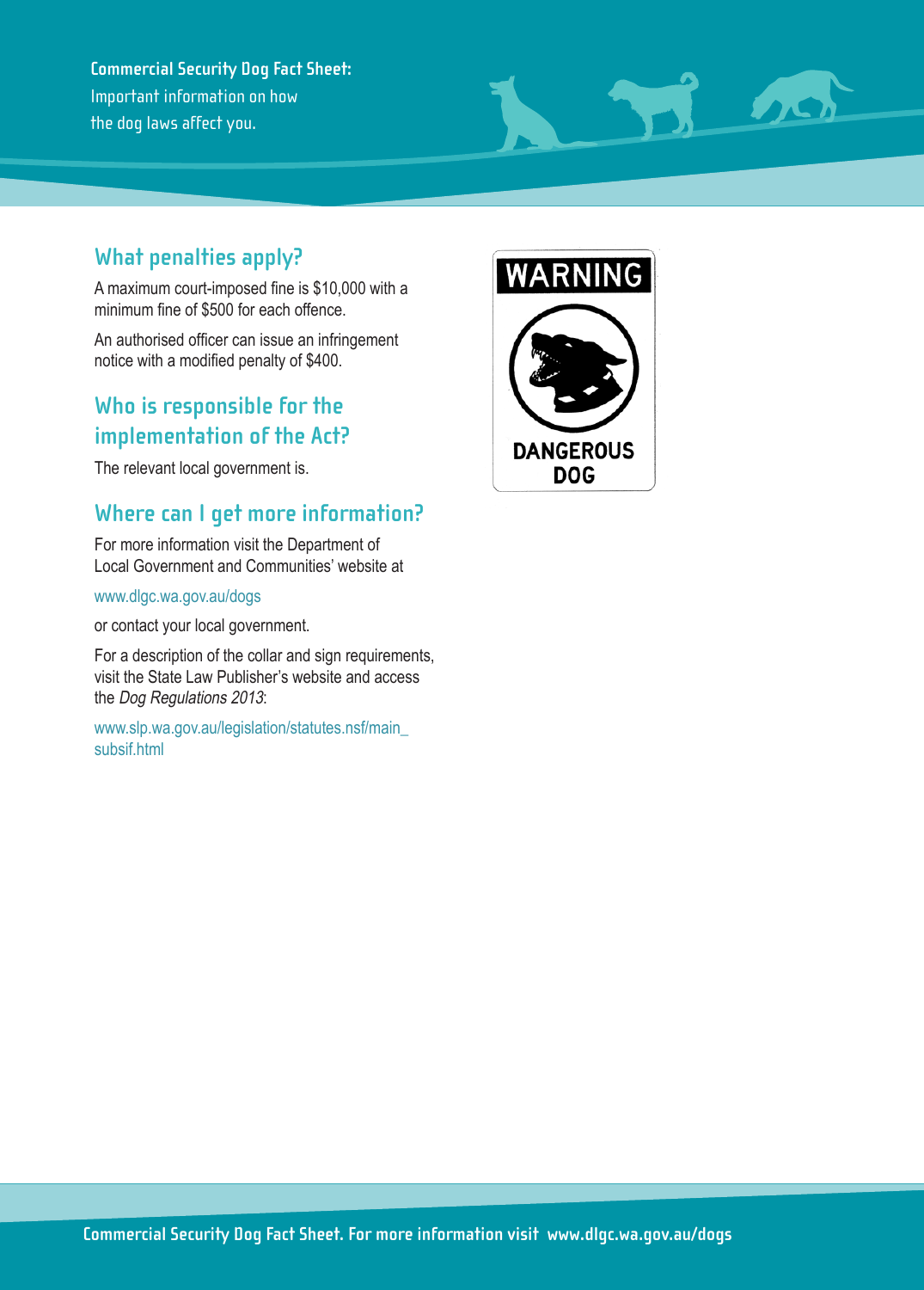## What penalties apply?

A maximum court-imposed fine is $10,000 with a minimum fine of $500 for each offence.

An authorised officer can issue an infringement notice with a modified penalty of $400.

## Who is responsible for the implementation of the Act?

The relevant local government is.

## Where can I get more information?

For more information visit the Department of Local Government and Communities' website at

www.dlgc.wa.gov.au/dogs

or contact your local government.

For a description of the collar and sign requirements, visit the State Law Publisher's website and access the *Dog Regulations 2013*:

www.slp.wa.gov.au/legislation/statutes.nsf/main_subsif.html

WARNING

DANGEROUS DOG